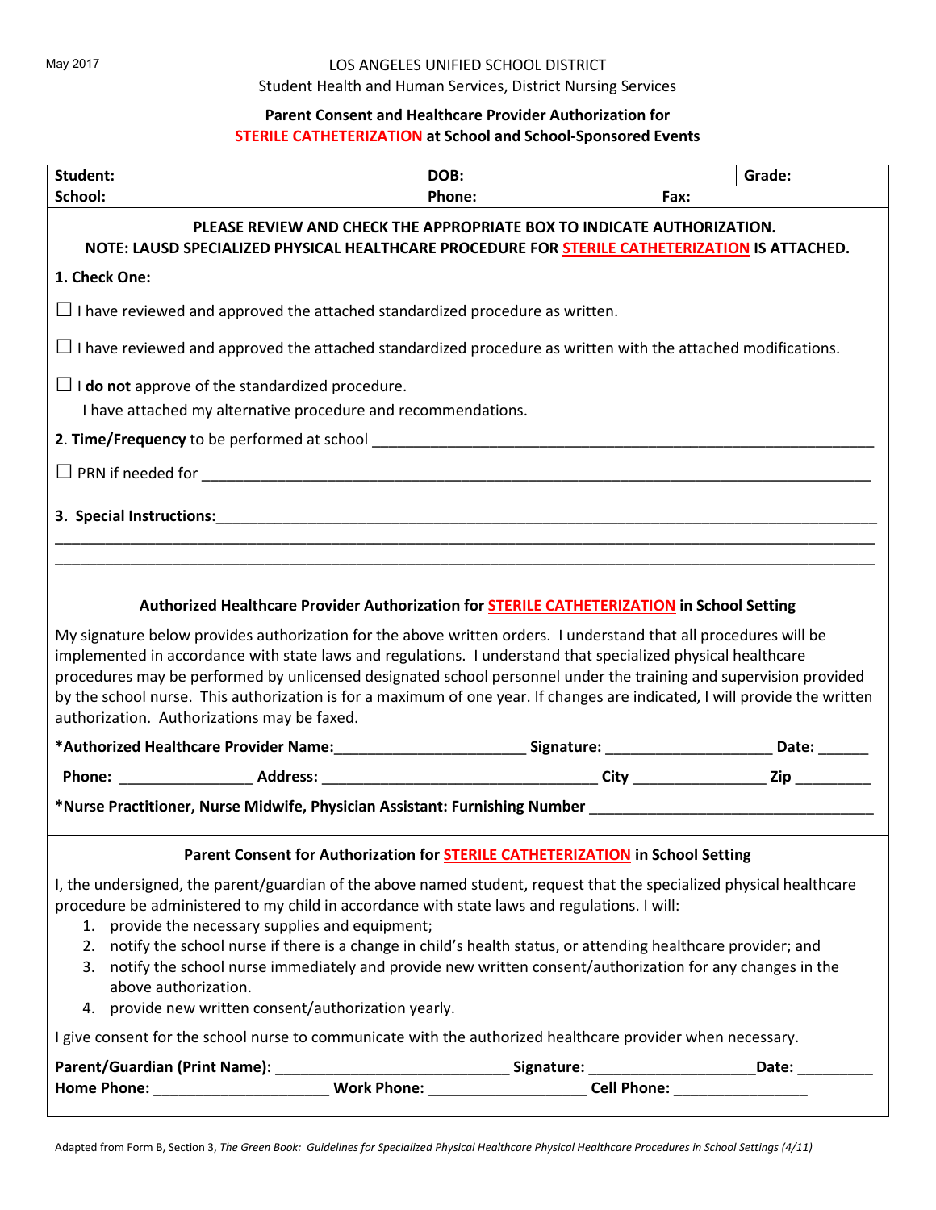May 2017

LOS ANGELES UNIFIED SCHOOL DISTRICT

Student Health and Human Services, District Nursing Services

## Parent Consent and Healthcare Provider Authorization for STERILE CATHETERIZATION at School and School-Sponsored Events

| **Student:** | **DOB:** | | **Grade:** |
|---|---|---|---|
| **School:** | **Phone:** | **Fax:** | |

**PLEASE REVIEW AND CHECK THE APPROPRIATE BOX TO INDICATE AUTHORIZATION.**
**NOTE: LAUSD SPECIALIZED PHYSICAL HEALTHCARE PROCEDURE FOR STERILE CATHETERIZATION IS ATTACHED.**

**1. Check One:**

☐ I have reviewed and approved the attached standardized procedure as written.

☐ I have reviewed and approved the attached standardized procedure as written with the attached modifications.

☐ I **do not** approve of the standardized procedure.
I have attached my alternative procedure and recommendations.

**2. Time/Frequency** to be performed at school ______________________________

☐ PRN if needed for ______________________________

**3. Special Instructions:**______________________________

______________________________

______________________________

### Authorized Healthcare Provider Authorization for STERILE CATHETERIZATION in School Setting

My signature below provides authorization for the above written orders. I understand that all procedures will be implemented in accordance with state laws and regulations. I understand that specialized physical healthcare procedures may be performed by unlicensed designated school personnel under the training and supervision provided by the school nurse. This authorization is for a maximum of one year. If changes are indicated, I will provide the written authorization. Authorizations may be faxed.

**\*Authorized Healthcare Provider Name:**________________ **Signature:** ______________ **Date:** ______

**Phone:** ______________ **Address:** ______________________ **City** ______________ **Zip** ________

**\*Nurse Practitioner, Nurse Midwife, Physician Assistant: Furnishing Number** ______________________

### Parent Consent for Authorization for STERILE CATHETERIZATION in School Setting

I, the undersigned, the parent/guardian of the above named student, request that the specialized physical healthcare procedure be administered to my child in accordance with state laws and regulations. I will:

1. provide the necessary supplies and equipment;
2. notify the school nurse if there is a change in child's health status, or attending healthcare provider; and
3. notify the school nurse immediately and provide new written consent/authorization for any changes in the above authorization.
4. provide new written consent/authorization yearly.

I give consent for the school nurse to communicate with the authorized healthcare provider when necessary.

**Parent/Guardian (Print Name):** ______________________ **Signature:** ______________ **Date:** ________

**Home Phone:** ________________ **Work Phone:** ______________ **Cell Phone:** ______________

Adapted from Form B, Section 3, *The Green Book: Guidelines for Specialized Physical Healthcare Physical Healthcare Procedures in School Settings (4/11)*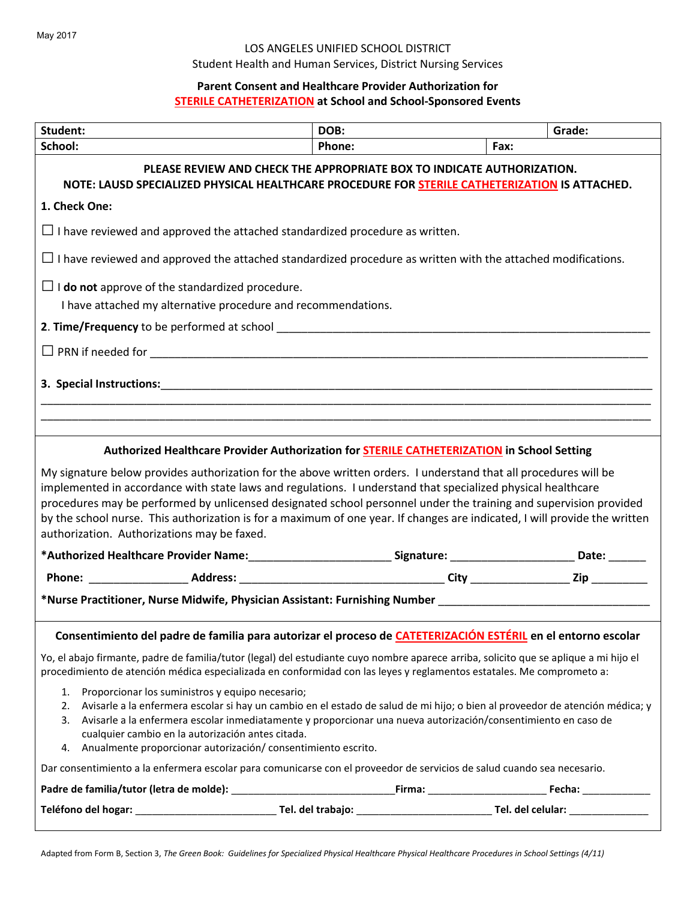May 2017

LOS ANGELES UNIFIED SCHOOL DISTRICT

Student Health and Human Services, District Nursing Services

## Parent Consent and Healthcare Provider Authorization for STERILE CATHETERIZATION at School and School-Sponsored Events

| | | | |
|---|---|---|---|
| **Student:** | **DOB:** | | **Grade:** |
| **School:** | **Phone:** | **Fax:** | |

**PLEASE REVIEW AND CHECK THE APPROPRIATE BOX TO INDICATE AUTHORIZATION.**
**NOTE: LAUSD SPECIALIZED PHYSICAL HEALTHCARE PROCEDURE FOR STERILE CATHETERIZATION IS ATTACHED.**

**1. Check One:**

☐ I have reviewed and approved the attached standardized procedure as written.

☐ I have reviewed and approved the attached standardized procedure as written with the attached modifications.

☐ I **do not** approve of the standardized procedure.
I have attached my alternative procedure and recommendations.

**2. Time/Frequency** to be performed at school ______________________________________________________________

☐ PRN if needed for ___________________________________________________________________________

**3. Special Instructions:**___________________________________________________________________________

______________________________________________________________________________________________

______________________________________________________________________________________________

### Authorized Healthcare Provider Authorization for STERILE CATHETERIZATION in School Setting

My signature below provides authorization for the above written orders. I understand that all procedures will be implemented in accordance with state laws and regulations. I understand that specialized physical healthcare procedures may be performed by unlicensed designated school personnel under the training and supervision provided by the school nurse. This authorization is for a maximum of one year. If changes are indicated, I will provide the written authorization. Authorizations may be faxed.

**\*Authorized Healthcare Provider Name:**_______________________ **Signature:** ____________________ **Date:** ______

**Phone:** ________________ **Address:** _________________________________ **City** ________________ **Zip** _________

**\*Nurse Practitioner, Nurse Midwife, Physician Assistant: Furnishing Number** __________________________________

### Consentimiento del padre de familia para autorizar el proceso de CATETERIZACIÓN ESTÉRIL en el entorno escolar

Yo, el abajo firmante, padre de familia/tutor (legal) del estudiante cuyo nombre aparece arriba, solicito que se aplique a mi hijo el procedimiento de atención médica especializada en conformidad con las leyes y reglamentos estatales. Me comprometo a:

1. Proporcionar los suministros y equipo necesario;
2. Avisarle a la enfermera escolar si hay un cambio en el estado de salud de mi hijo; o bien al proveedor de atención médica; y
3. Avisarle a la enfermera escolar inmediatamente y proporcionar una nueva autorización/consentimiento en caso de cualquier cambio en la autorización antes citada.
4. Anualmente proporcionar autorización/ consentimiento escrito.

Dar consentimiento a la enfermera escolar para comunicarse con el proveedor de servicios de salud cuando sea necesario.

**Padre de familia/tutor (letra de molde):** _____________________________**Firma:** ____________________ **Fecha:** ___________

**Teléfono del hogar:** ________________________ **Tel. del trabajo:** _______________________ **Tel. del celular:** ______________

Adapted from Form B, Section 3, *The Green Book: Guidelines for Specialized Physical Healthcare Physical Healthcare Procedures in School Settings (4/11)*